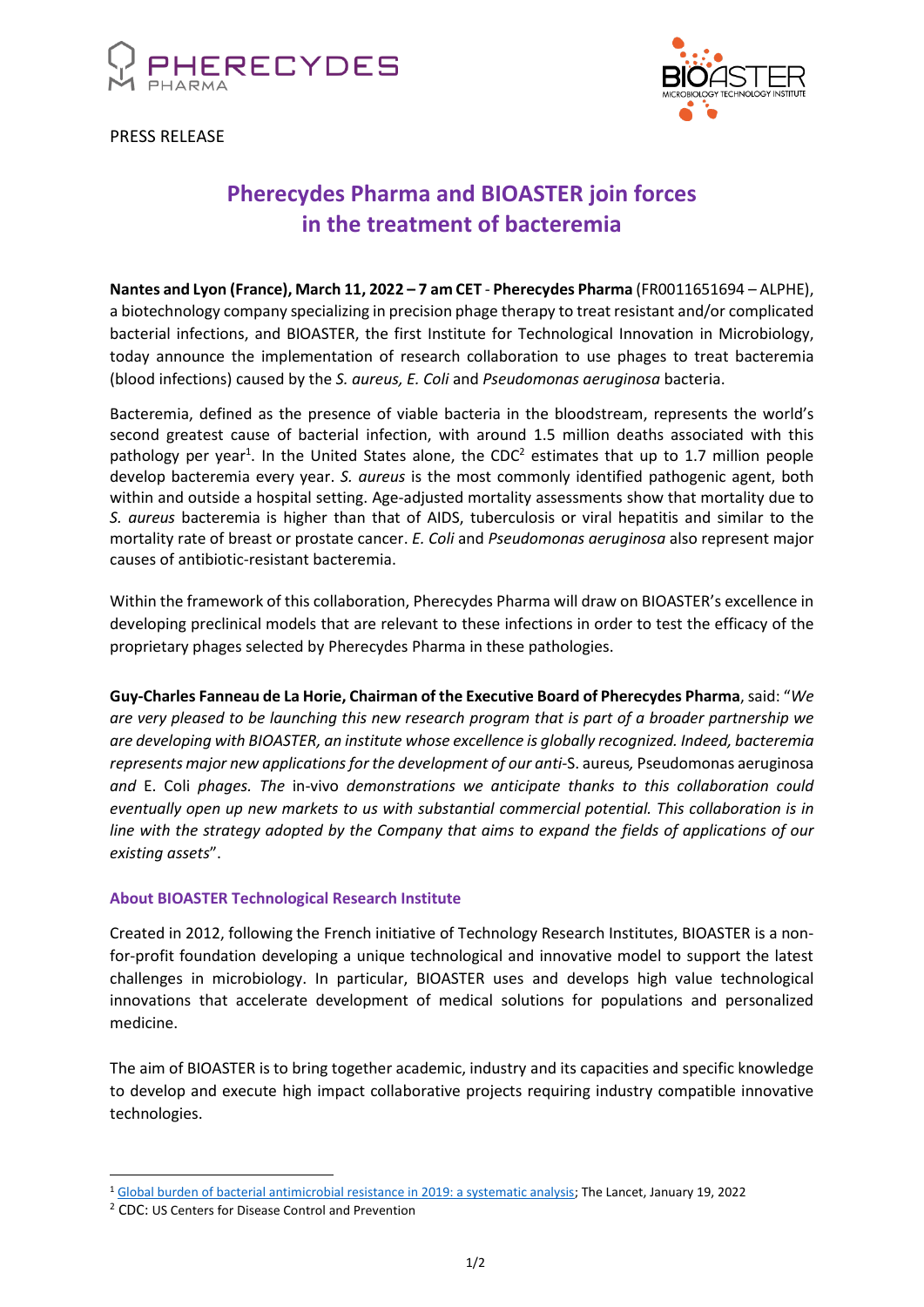PRESS RELEASE

# Pherecydes Pharma and BIOASTER join forces in the treatment of bacteremia

**Nantes and Lyon (France), March 11, 2022 – 7 am CET** - **Pherecydes Pharma** (FR0011651694 – ALPHE), a biotechnology company specializing in precision phage therapy to treat resistant and/or complicated bacterial infections, and BIOASTER, the first Institute for Technological Innovation in Microbiology, today announce the implementation of research collaboration to use phages to treat bacteremia (blood infections) caused by the *S. aureus, E. Coli* and *Pseudomonas aeruginosa* bacteria.

Bacteremia, defined as the presence of viable bacteria in the bloodstream, represents the world's second greatest cause of bacterial infection, with around 1.5 million deaths associated with this pathology per year[1]. In the United States alone, the CDC[2] estimates that up to 1.7 million people develop bacteremia every year. *S. aureus* is the most commonly identified pathogenic agent, both within and outside a hospital setting. Age-adjusted mortality assessments show that mortality due to *S. aureus* bacteremia is higher than that of AIDS, tuberculosis or viral hepatitis and similar to the mortality rate of breast or prostate cancer. *E. Coli* and *Pseudomonas aeruginosa* also represent major causes of antibiotic-resistant bacteremia.

Within the framework of this collaboration, Pherecydes Pharma will draw on BIOASTER's excellence in developing preclinical models that are relevant to these infections in order to test the efficacy of the proprietary phages selected by Pherecydes Pharma in these pathologies.

**Guy-Charles Fanneau de La Horie, Chairman of the Executive Board of Pherecydes Pharma**, said: "*We are very pleased to be launching this new research program that is part of a broader partnership we are developing with BIOASTER, an institute whose excellence is globally recognized. Indeed, bacteremia represents major new applications for the development of our anti-*S. aureus*,* Pseudomonas aeruginosa *and* E. Coli *phages. The* in-vivo *demonstrations we anticipate thanks to this collaboration could eventually open up new markets to us with substantial commercial potential. This collaboration is in line with the strategy adopted by the Company that aims to expand the fields of applications of our existing assets*".

### About BIOASTER Technological Research Institute

Created in 2012, following the French initiative of Technology Research Institutes, BIOASTER is a non-for-profit foundation developing a unique technological and innovative model to support the latest challenges in microbiology. In particular, BIOASTER uses and develops high value technological innovations that accelerate development of medical solutions for populations and personalized medicine.

The aim of BIOASTER is to bring together academic, industry and its capacities and specific knowledge to develop and execute high impact collaborative projects requiring industry compatible innovative technologies.

---

[1] Global burden of bacterial antimicrobial resistance in 2019: a systematic analysis; The Lancet, January 19, 2022

[2] CDC: US Centers for Disease Control and Prevention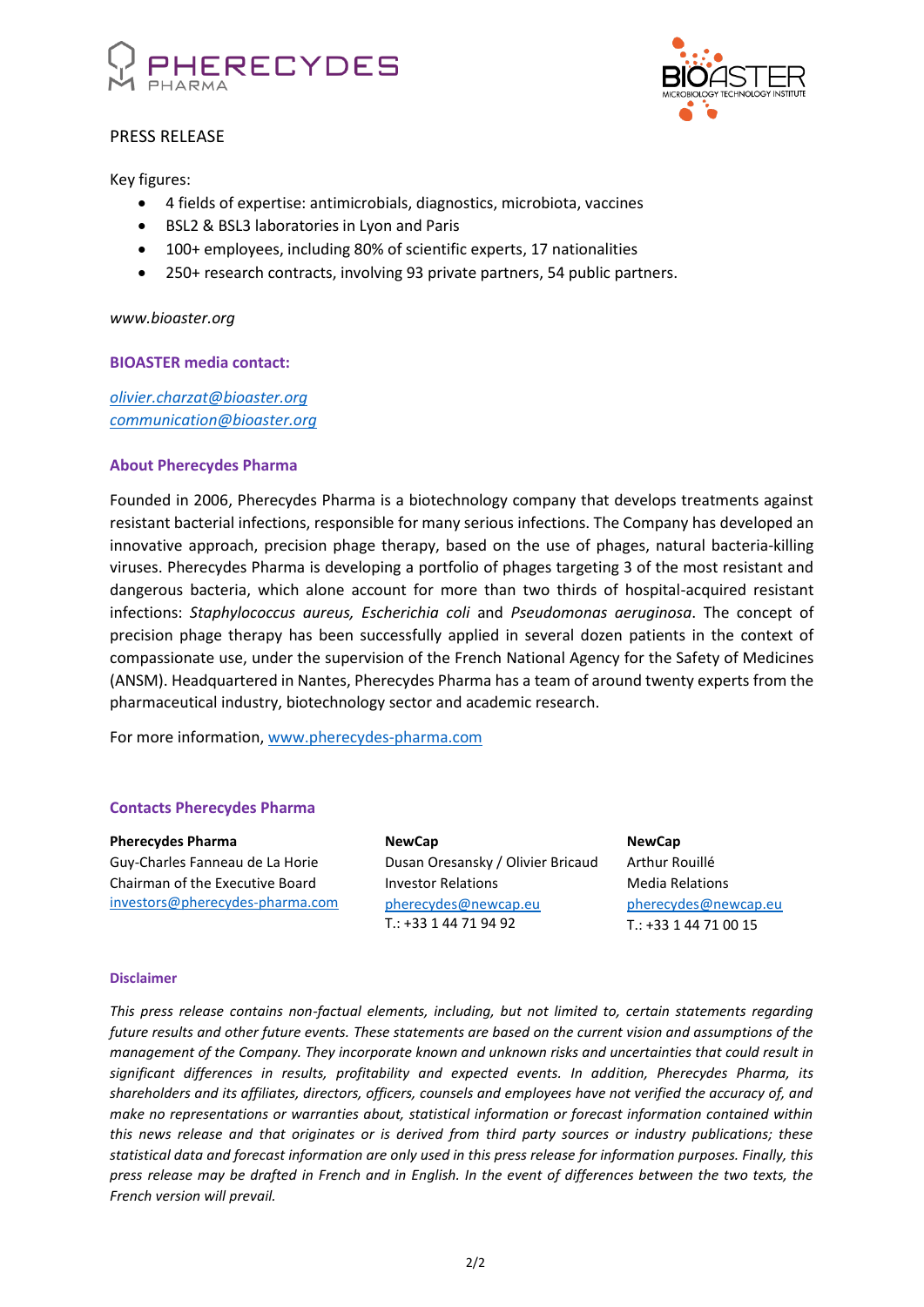PRESS RELEASE

Key figures:

- 4 fields of expertise: antimicrobials, diagnostics, microbiota, vaccines
- BSL2 & BSL3 laboratories in Lyon and Paris
- 100+ employees, including 80% of scientific experts, 17 nationalities
- 250+ research contracts, involving 93 private partners, 54 public partners.

*www.bioaster.org*

**BIOASTER media contact:**

*olivier.charzat@bioaster.org*
*communication@bioaster.org*

### About Pherecydes Pharma

Founded in 2006, Pherecydes Pharma is a biotechnology company that develops treatments against resistant bacterial infections, responsible for many serious infections. The Company has developed an innovative approach, precision phage therapy, based on the use of phages, natural bacteria-killing viruses. Pherecydes Pharma is developing a portfolio of phages targeting 3 of the most resistant and dangerous bacteria, which alone account for more than two thirds of hospital-acquired resistant infections: *Staphylococcus aureus, Escherichia coli* and *Pseudomonas aeruginosa*. The concept of precision phage therapy has been successfully applied in several dozen patients in the context of compassionate use, under the supervision of the French National Agency for the Safety of Medicines (ANSM). Headquartered in Nantes, Pherecydes Pharma has a team of around twenty experts from the pharmaceutical industry, biotechnology sector and academic research.

For more information, www.pherecydes-pharma.com

### Contacts Pherecydes Pharma

**Pherecydes Pharma**
Guy-Charles Fanneau de La Horie
Chairman of the Executive Board
investors@pherecydes-pharma.com

**NewCap**
Dusan Oresansky / Olivier Bricaud
Investor Relations
pherecydes@newcap.eu
T.: +33 1 44 71 94 92

**NewCap**
Arthur Rouillé
Media Relations
pherecydes@newcap.eu
T.: +33 1 44 71 00 15

#### Disclaimer

*This press release contains non-factual elements, including, but not limited to, certain statements regarding future results and other future events. These statements are based on the current vision and assumptions of the management of the Company. They incorporate known and unknown risks and uncertainties that could result in significant differences in results, profitability and expected events. In addition, Pherecydes Pharma, its shareholders and its affiliates, directors, officers, counsels and employees have not verified the accuracy of, and make no representations or warranties about, statistical information or forecast information contained within this news release and that originates or is derived from third party sources or industry publications; these statistical data and forecast information are only used in this press release for information purposes. Finally, this press release may be drafted in French and in English. In the event of differences between the two texts, the French version will prevail.*